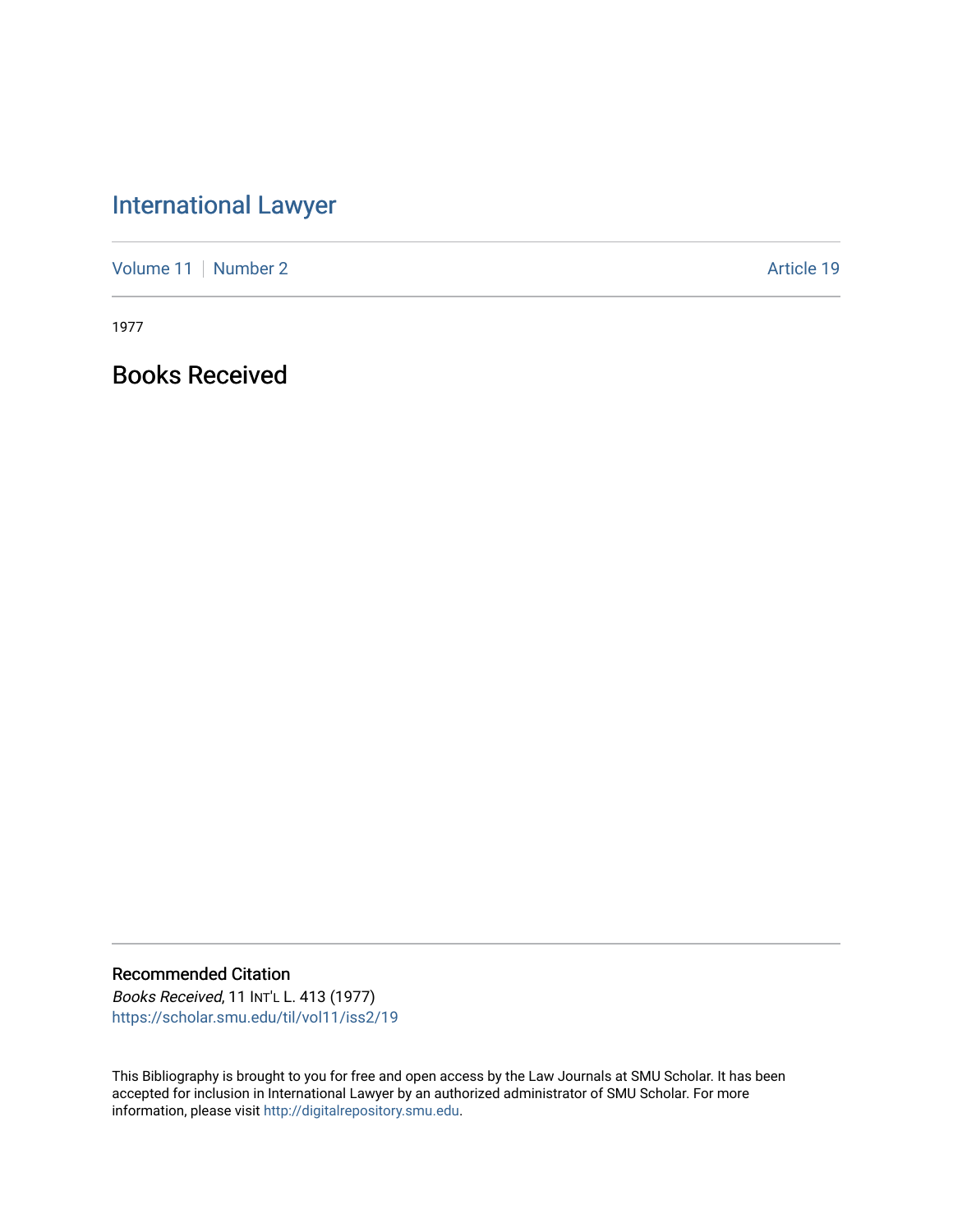# International Lawyer

Volume 11 | Number 2 | Article 19

1977

## Books Received

### Recommended Citation

*Books Received*, 11 INT'L L. 413 (1977)
https://scholar.smu.edu/til/vol11/iss2/19

This Bibliography is brought to you for free and open access by the Law Journals at SMU Scholar. It has been accepted for inclusion in International Lawyer by an authorized administrator of SMU Scholar. For more information, please visit http://digitalrepository.smu.edu.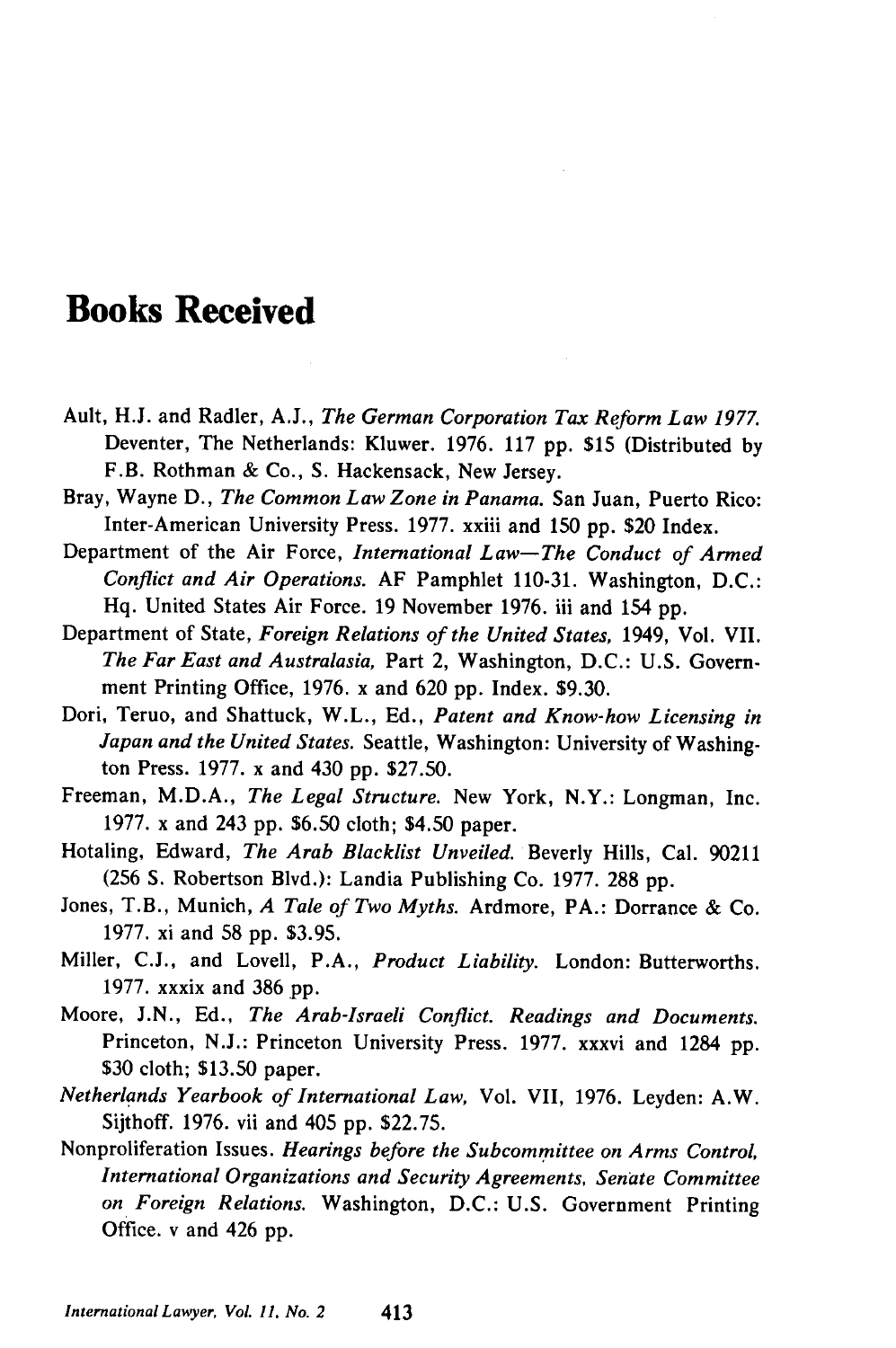# Books Received

Ault, H.J. and Radler, A.J., *The German Corporation Tax Reform Law 1977.* Deventer, The Netherlands: Kluwer. 1976. 117 pp. $15 (Distributed by F.B. Rothman & Co., S. Hackensack, New Jersey.

Bray, Wayne D., *The Common Law Zone in Panama.* San Juan, Puerto Rico: Inter-American University Press. 1977. xxiii and 150 pp. $20 Index.

Department of the Air Force, *International Law—The Conduct of Armed Conflict and Air Operations.* AF Pamphlet 110-31. Washington, D.C.: Hq. United States Air Force. 19 November 1976. iii and 154 pp.

Department of State, *Foreign Relations of the United States,* 1949, Vol. VII. *The Far East and Australasia,* Part 2, Washington, D.C.: U.S. Government Printing Office, 1976. x and 620 pp. Index. $9.30.

Dori, Teruo, and Shattuck, W.L., Ed., *Patent and Know-how Licensing in Japan and the United States.* Seattle, Washington: University of Washington Press. 1977. x and 430 pp. $27.50.

Freeman, M.D.A., *The Legal Structure.* New York, N.Y.: Longman, Inc. 1977. x and 243 pp. $6.50 cloth; $4.50 paper.

Hotaling, Edward, *The Arab Blacklist Unveiled.* Beverly Hills, Cal. 90211 (256 S. Robertson Blvd.): Landia Publishing Co. 1977. 288 pp.

Jones, T.B., Munich, *A Tale of Two Myths.* Ardmore, PA.: Dorrance & Co. 1977. xi and 58 pp. $3.95.

Miller, C.J., and Lovell, P.A., *Product Liability.* London: Butterworths. 1977. xxxix and 386 pp.

Moore, J.N., Ed., *The Arab-Israeli Conflict. Readings and Documents.* Princeton, N.J.: Princeton University Press. 1977. xxxvi and 1284 pp. $30 cloth; $13.50 paper.

*Netherlands Yearbook of International Law,* Vol. VII, 1976. Leyden: A.W. Sijthoff. 1976. vii and 405 pp. $22.75.

Nonproliferation Issues. *Hearings before the Subcommittee on Arms Control, International Organizations and Security Agreements, Senate Committee on Foreign Relations.* Washington, D.C.: U.S. Government Printing Office. v and 426 pp.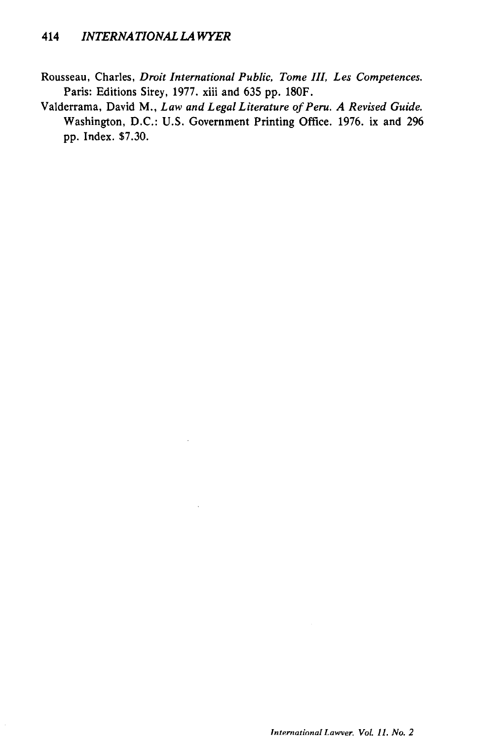Rousseau, Charles, *Droit International Public, Tome III, Les Competences.* Paris: Editions Sirey, 1977. xiii and 635 pp. 180F.

Valderrama, David M., *Law and Legal Literature of Peru. A Revised Guide.* Washington, D.C.: U.S. Government Printing Office. 1976. ix and 296 pp. Index. $7.30.